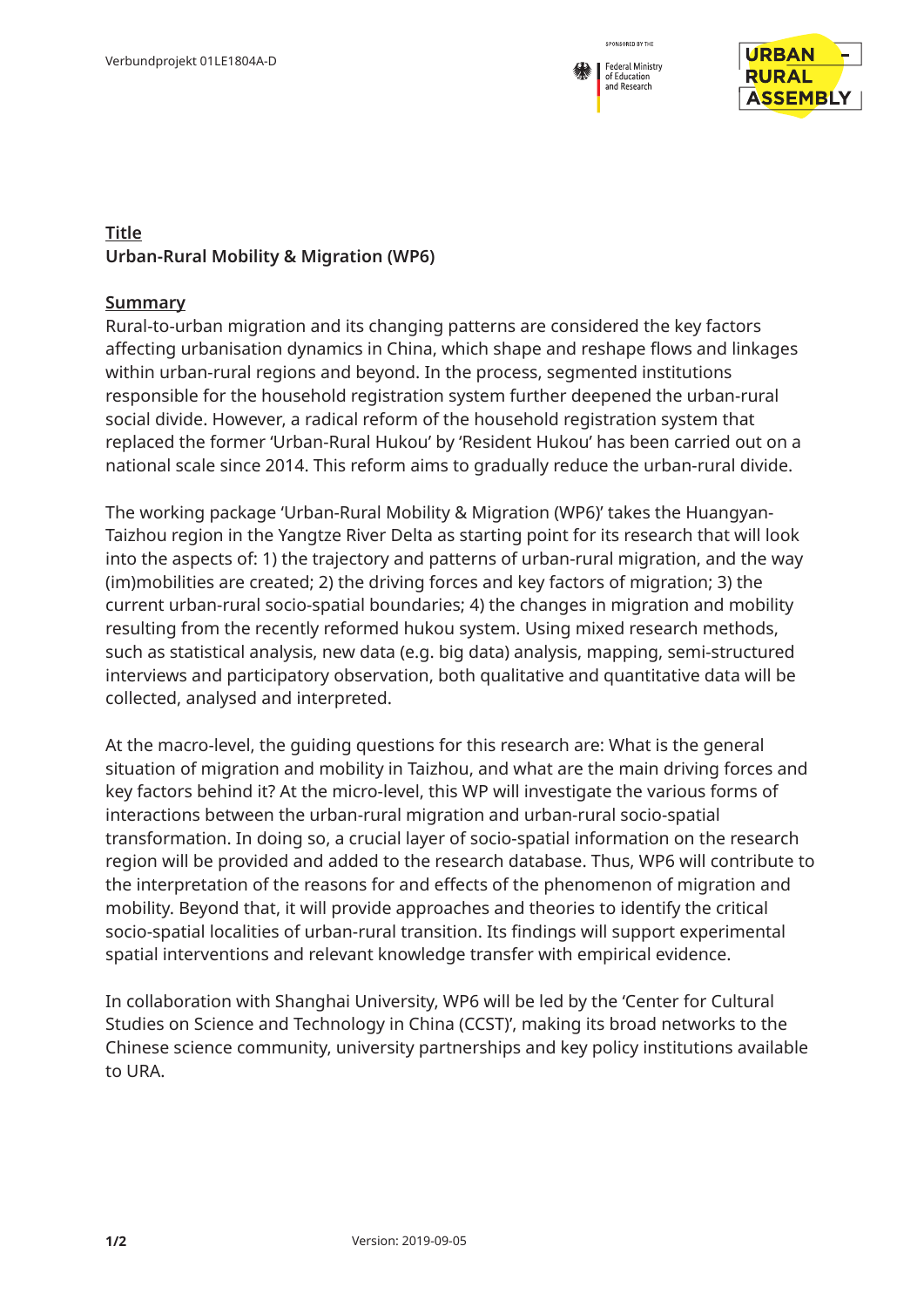**Title**

**Urban-Rural Mobility & Migration (WP6)**

**Summary**

Rural-to-urban migration and its changing patterns are considered the key factors affecting urbanisation dynamics in China, which shape and reshape flows and linkages within urban-rural regions and beyond. In the process, segmented institutions responsible for the household registration system further deepened the urban-rural social divide. However, a radical reform of the household registration system that replaced the former 'Urban-Rural Hukou' by 'Resident Hukou' has been carried out on a national scale since 2014. This reform aims to gradually reduce the urban-rural divide.

The working package 'Urban-Rural Mobility & Migration (WP6)' takes the Huangyan-Taizhou region in the Yangtze River Delta as starting point for its research that will look into the aspects of: 1) the trajectory and patterns of urban-rural migration, and the way (im)mobilities are created; 2) the driving forces and key factors of migration; 3) the current urban-rural socio-spatial boundaries; 4) the changes in migration and mobility resulting from the recently reformed hukou system. Using mixed research methods, such as statistical analysis, new data (e.g. big data) analysis, mapping, semi-structured interviews and participatory observation, both qualitative and quantitative data will be collected, analysed and interpreted.

At the macro-level, the guiding questions for this research are: What is the general situation of migration and mobility in Taizhou, and what are the main driving forces and key factors behind it? At the micro-level, this WP will investigate the various forms of interactions between the urban-rural migration and urban-rural socio-spatial transformation. In doing so, a crucial layer of socio-spatial information on the research region will be provided and added to the research database. Thus, WP6 will contribute to the interpretation of the reasons for and effects of the phenomenon of migration and mobility. Beyond that, it will provide approaches and theories to identify the critical socio-spatial localities of urban-rural transition. Its findings will support experimental spatial interventions and relevant knowledge transfer with empirical evidence.

In collaboration with Shanghai University, WP6 will be led by the 'Center for Cultural Studies on Science and Technology in China (CCST)', making its broad networks to the Chinese science community, university partnerships and key policy institutions available to URA.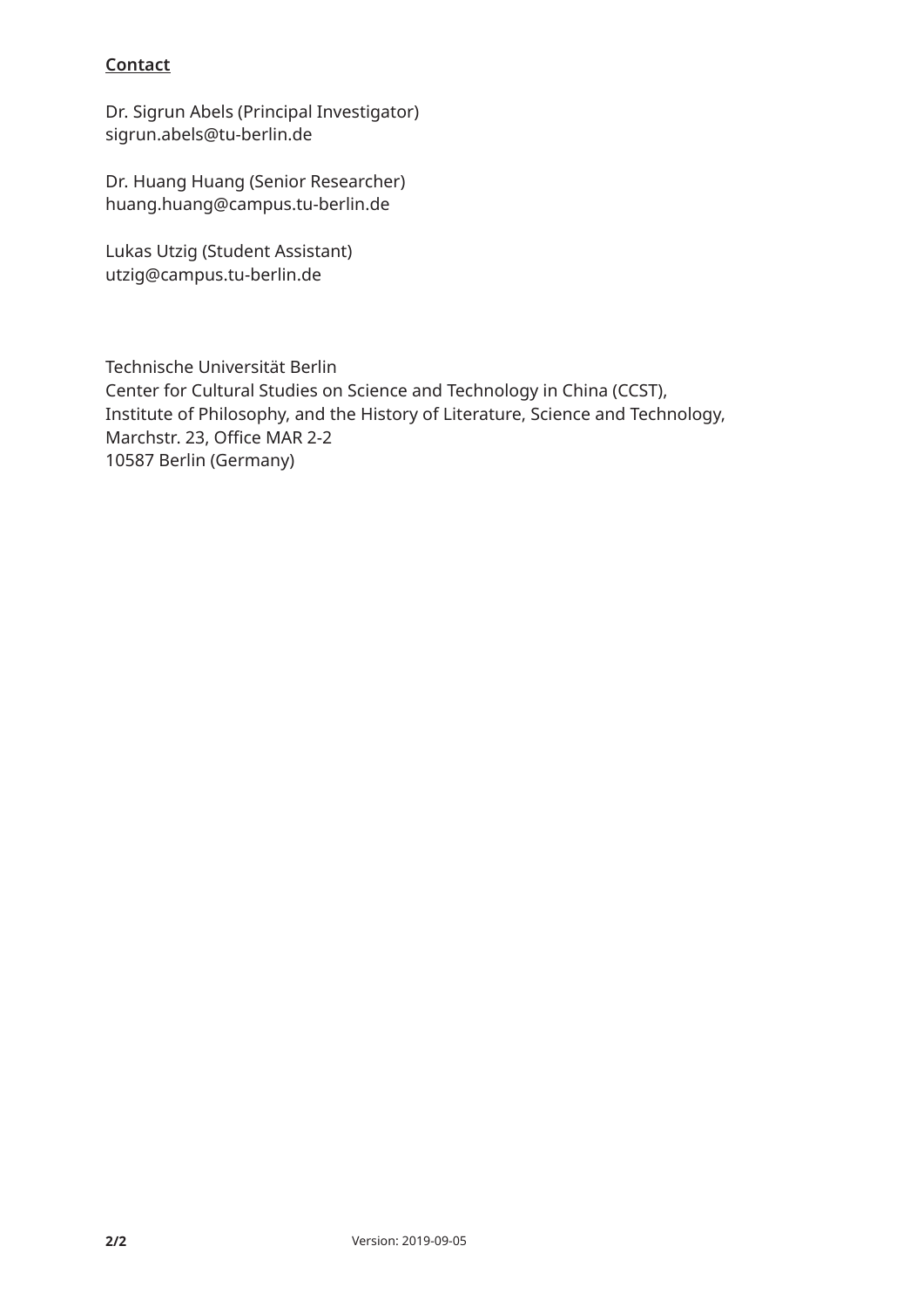**Contact**

Dr. Sigrun Abels (Principal Investigator)
sigrun.abels@tu-berlin.de

Dr. Huang Huang (Senior Researcher)
huang.huang@campus.tu-berlin.de

Lukas Utzig (Student Assistant)
utzig@campus.tu-berlin.de

Technische Universität Berlin
Center for Cultural Studies on Science and Technology in China (CCST),
Institute of Philosophy, and the History of Literature, Science and Technology,
Marchstr. 23, Office MAR 2-2
10587 Berlin (Germany)

Version: 2019-09-05